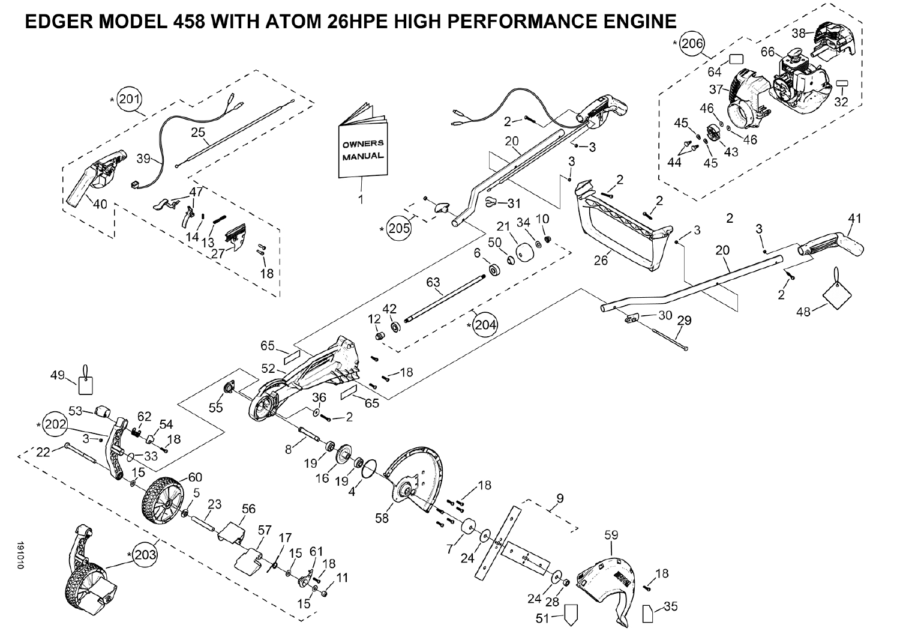# EDGER MODEL 458 WITH ATOM 26HPE HIGH PERFORMANCE ENGINE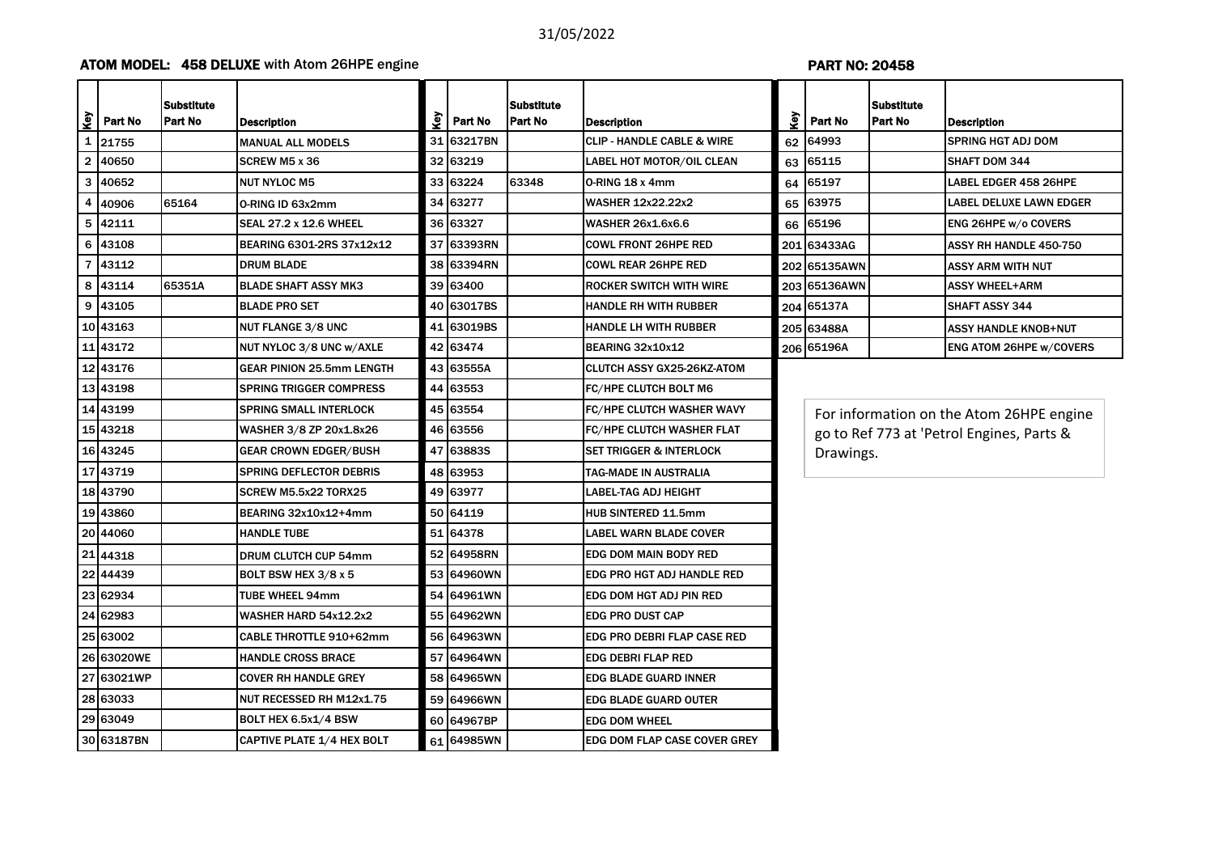31/05/2022

**ATOM MODEL: 458 DELUXE** with Atom 26HPE engine

**PART NO: 20458**

| Key | Part No | Substitute Part No | Description | Key | Part No | Substitute Part No | Description | Key | Part No | Substitute Part No | Description |
|---|---|---|---|---|---|---|---|---|---|---|---|
| 1 | 21755 | | MANUAL ALL MODELS | 31 | 63217BN | | CLIP - HANDLE CABLE & WIRE | 62 | 64993 | | SPRING HGT ADJ DOM |
| 2 | 40650 | | SCREW M5 x 36 | 32 | 63219 | | LABEL HOT MOTOR/OIL CLEAN | 63 | 65115 | | SHAFT DOM 344 |
| 3 | 40652 | | NUT NYLOC M5 | 33 | 63224 | 63348 | O-RING 18 x 4mm | 64 | 65197 | | LABEL EDGER 458 26HPE |
| 4 | 40906 | 65164 | O-RING ID 63x2mm | 34 | 63277 | | WASHER 12x22.22x2 | 65 | 63975 | | LABEL DELUXE LAWN EDGER |
| 5 | 42111 | | SEAL 27.2 x 12.6 WHEEL | 36 | 63327 | | WASHER 26x1.6x6.6 | 66 | 65196 | | ENG 26HPE w/o COVERS |
| 6 | 43108 | | BEARING 6301-2RS 37x12x12 | 37 | 63393RN | | COWL FRONT 26HPE RED | 201 | 63433AG | | ASSY RH HANDLE 450-750 |
| 7 | 43112 | | DRUM BLADE | 38 | 63394RN | | COWL REAR 26HPE RED | 202 | 65135AWN | | ASSY ARM WITH NUT |
| 8 | 43114 | 65351A | BLADE SHAFT ASSY MK3 | 39 | 63400 | | ROCKER SWITCH WITH WIRE | 203 | 65136AWN | | ASSY WHEEL+ARM |
| 9 | 43105 | | BLADE PRO SET | 40 | 63017BS | | HANDLE RH WITH RUBBER | 204 | 65137A | | SHAFT ASSY 344 |
| 10 | 43163 | | NUT FLANGE 3/8 UNC | 41 | 63019BS | | HANDLE LH WITH RUBBER | 205 | 63488A | | ASSY HANDLE KNOB+NUT |
| 11 | 43172 | | NUT NYLOC 3/8 UNC w/AXLE | 42 | 63474 | | BEARING 32x10x12 | 206 | 65196A | | ENG ATOM 26HPE w/COVERS |
| 12 | 43176 | | GEAR PINION 25.5mm LENGTH | 43 | 63555A | | CLUTCH ASSY GX25-26KZ-ATOM | | | | |
| 13 | 43198 | | SPRING TRIGGER COMPRESS | 44 | 63553 | | FC/HPE CLUTCH BOLT M6 | | | | |
| 14 | 43199 | | SPRING SMALL INTERLOCK | 45 | 63554 | | FC/HPE CLUTCH WASHER WAVY | | | | |
| 15 | 43218 | | WASHER 3/8 ZP 20x1.8x26 | 46 | 63556 | | FC/HPE CLUTCH WASHER FLAT | | | | |
| 16 | 43245 | | GEAR CROWN EDGER/BUSH | 47 | 63883S | | SET TRIGGER & INTERLOCK | | | | |
| 17 | 43719 | | SPRING DEFLECTOR DEBRIS | 48 | 63953 | | TAG-MADE IN AUSTRALIA | | | | |
| 18 | 43790 | | SCREW M5.5x22 TORX25 | 49 | 63977 | | LABEL-TAG ADJ HEIGHT | | | | |
| 19 | 43860 | | BEARING 32x10x12+4mm | 50 | 64119 | | HUB SINTERED 11.5mm | | | | |
| 20 | 44060 | | HANDLE TUBE | 51 | 64378 | | LABEL WARN BLADE COVER | | | | |
| 21 | 44318 | | DRUM CLUTCH CUP 54mm | 52 | 64958RN | | EDG DOM MAIN BODY RED | | | | |
| 22 | 44439 | | BOLT BSW HEX 3/8 x 5 | 53 | 64960WN | | EDG PRO HGT ADJ HANDLE RED | | | | |
| 23 | 62934 | | TUBE WHEEL 94mm | 54 | 64961WN | | EDG DOM HGT ADJ PIN RED | | | | |
| 24 | 62983 | | WASHER HARD 54x12.2x2 | 55 | 64962WN | | EDG PRO DUST CAP | | | | |
| 25 | 63002 | | CABLE THROTTLE 910+62mm | 56 | 64963WN | | EDG PRO DEBRI FLAP CASE RED | | | | |
| 26 | 63020WE | | HANDLE CROSS BRACE | 57 | 64964WN | | EDG DEBRI FLAP RED | | | | |
| 27 | 63021WP | | COVER RH HANDLE GREY | 58 | 64965WN | | EDG BLADE GUARD INNER | | | | |
| 28 | 63033 | | NUT RECESSED RH M12x1.75 | 59 | 64966WN | | EDG BLADE GUARD OUTER | | | | |
| 29 | 63049 | | BOLT HEX 6.5x1/4 BSW | 60 | 64967BP | | EDG DOM WHEEL | | | | |
| 30 | 63187BN | | CAPTIVE PLATE 1/4 HEX BOLT | 61 | 64985WN | | EDG DOM FLAP CASE COVER GREY | | | | |

For information on the Atom 26HPE engine go to Ref 773 at 'Petrol Engines, Parts & Drawings.